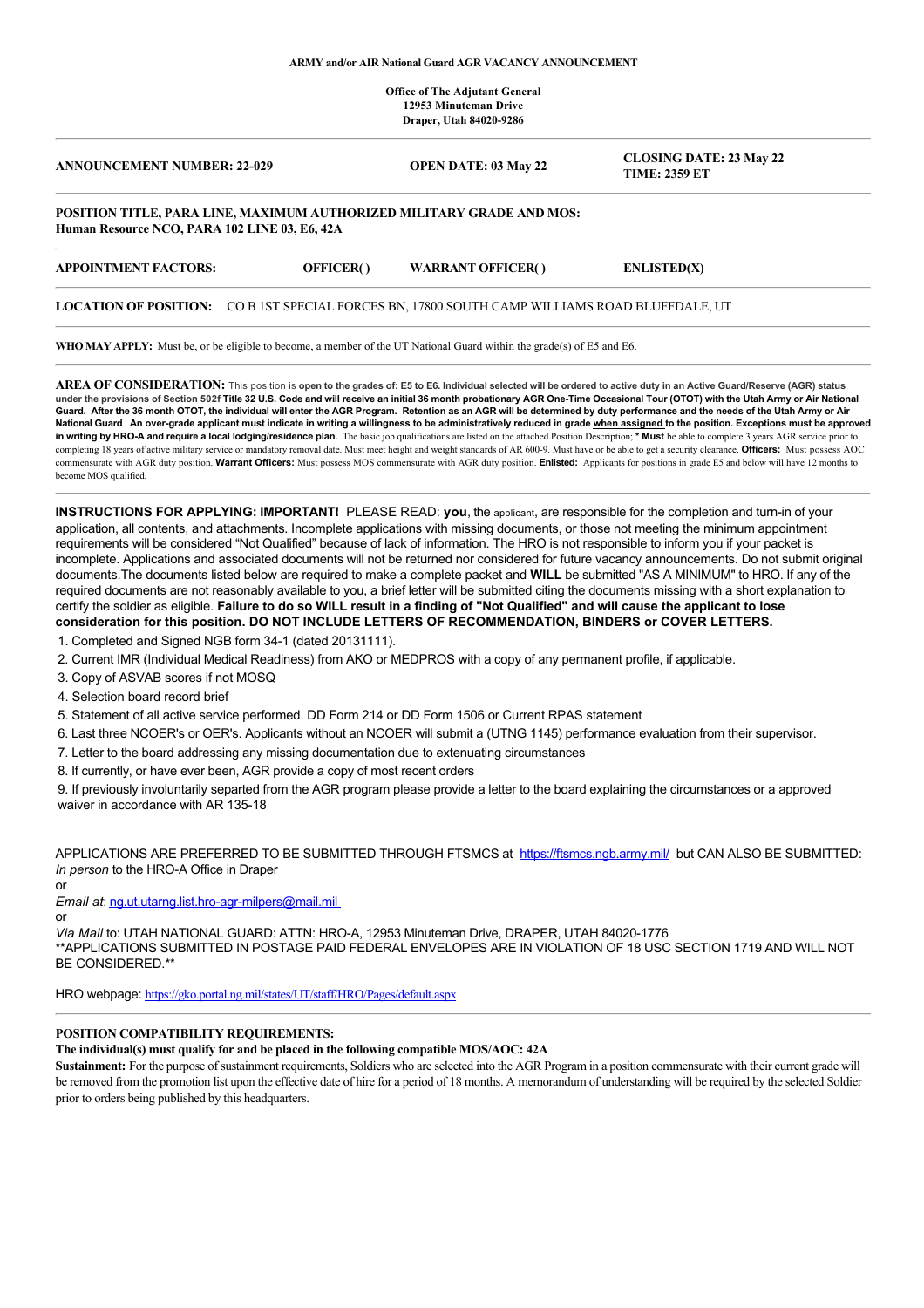**ARMY and/or AIR National Guard AGR VACANCY ANNOUNCEMENT**

**Office of The Adjutant General**
**12953 Minuteman Drive**
**Draper, Utah 84020-9286**

---

| **ANNOUNCEMENT NUMBER: 22-029** | **OPEN DATE: 03 May 22** | **CLOSING DATE: 23 May 22 TIME: 2359 ET** |
|---|---|---|

**POSITION TITLE, PARA LINE, MAXIMUM AUTHORIZED MILITARY GRADE AND MOS:**
**Human Resource NCO, PARA 102 LINE 03, E6, 42A**

| **APPOINTMENT FACTORS:** | **OFFICER( )** | **WARRANT OFFICER( )** | **ENLISTED(X)** |
|---|---|---|---|

**LOCATION OF POSITION:** CO B 1ST SPECIAL FORCES BN, 17800 SOUTH CAMP WILLIAMS ROAD BLUFFDALE, UT

**WHO MAY APPLY:** Must be, or be eligible to become, a member of the UT National Guard within the grade(s) of E5 and E6.

---

**AREA OF CONSIDERATION:** This position is **open to the grades of: E5 to E6. Individual selected will be ordered to active duty in an Active Guard/Reserve (AGR) status under the provisions of Section 502f Title 32 U.S. Code and will receive an initial 36 month probationary AGR One-Time Occasional Tour (OTOT) with the Utah Army or Air National Guard. After the 36 month OTOT, the individual will enter the AGR Program. Retention as an AGR will be determined by duty performance and the needs of the Utah Army or Air National Guard. An over-grade applicant must indicate in writing a willingness to be administratively reduced in grade when assigned to the position. Exceptions must be approved in writing by HRO-A and require a local lodging/residence plan.** The basic job qualifications are listed on the attached Position Description; **\* Must** be able to complete 3 years AGR service prior to completing 18 years of active military service or mandatory removal date. Must meet height and weight standards of AR 600-9. Must have or be able to get a security clearance. **Officers:** Must possess AOC commensurate with AGR duty position. **Warrant Officers:** Must possess MOS commensurate with AGR duty position. **Enlisted:** Applicants for positions in grade E5 and below will have 12 months to become MOS qualified.

---

**INSTRUCTIONS FOR APPLYING: IMPORTANT!** PLEASE READ: **you**, the applicant, are responsible for the completion and turn-in of your application, all contents, and attachments. Incomplete applications with missing documents, or those not meeting the minimum appointment requirements will be considered "Not Qualified" because of lack of information. The HRO is not responsible to inform you if your packet is incomplete. Applications and associated documents will not be returned nor considered for future vacancy announcements. Do not submit original documents.The documents listed below are required to make a complete packet and **WILL** be submitted "AS A MINIMUM" to HRO. If any of the required documents are not reasonably available to you, a brief letter will be submitted citing the documents missing with a short explanation to certify the soldier as eligible. **Failure to do so WILL result in a finding of "Not Qualified" and will cause the applicant to lose consideration for this position. DO NOT INCLUDE LETTERS OF RECOMMENDATION, BINDERS or COVER LETTERS.**

1. Completed and Signed NGB form 34-1 (dated 20131111).
2. Current IMR (Individual Medical Readiness) from AKO or MEDPROS with a copy of any permanent profile, if applicable.
3. Copy of ASVAB scores if not MOSQ
4. Selection board record brief
5. Statement of all active service performed. DD Form 214 or DD Form 1506 or Current RPAS statement
6. Last three NCOER's or OER's. Applicants without an NCOER will submit a (UTNG 1145) performance evaluation from their supervisor.
7. Letter to the board addressing any missing documentation due to extenuating circumstances
8. If currently, or have ever been, AGR provide a copy of most recent orders
9. If previously involuntarily separted from the AGR program please provide a letter to the board explaining the circumstances or a approved waiver in accordance with AR 135-18

APPLICATIONS ARE PREFERRED TO BE SUBMITTED THROUGH FTSMCS at https://ftsmcs.ngb.army.mil/ but CAN ALSO BE SUBMITTED:
*In person* to the HRO-A Office in Draper
or
*Email at*: ng.ut.utarng.list.hro-agr-milpers@mail.mil
or
*Via Mail* to: UTAH NATIONAL GUARD: ATTN: HRO-A, 12953 Minuteman Drive, DRAPER, UTAH 84020-1776
\*\*APPLICATIONS SUBMITTED IN POSTAGE PAID FEDERAL ENVELOPES ARE IN VIOLATION OF 18 USC SECTION 1719 AND WILL NOT BE CONSIDERED.\*\*

HRO webpage: https://gko.portal.ng.mil/states/UT/staff/HRO/Pages/default.aspx

---

**POSITION COMPATIBILITY REQUIREMENTS:**

**The individual(s) must qualify for and be placed in the following compatible MOS/AOC: 42A**

**Sustainment:** For the purpose of sustainment requirements, Soldiers who are selected into the AGR Program in a position commensurate with their current grade will be removed from the promotion list upon the effective date of hire for a period of 18 months. A memorandum of understanding will be required by the selected Soldier prior to orders being published by this headquarters.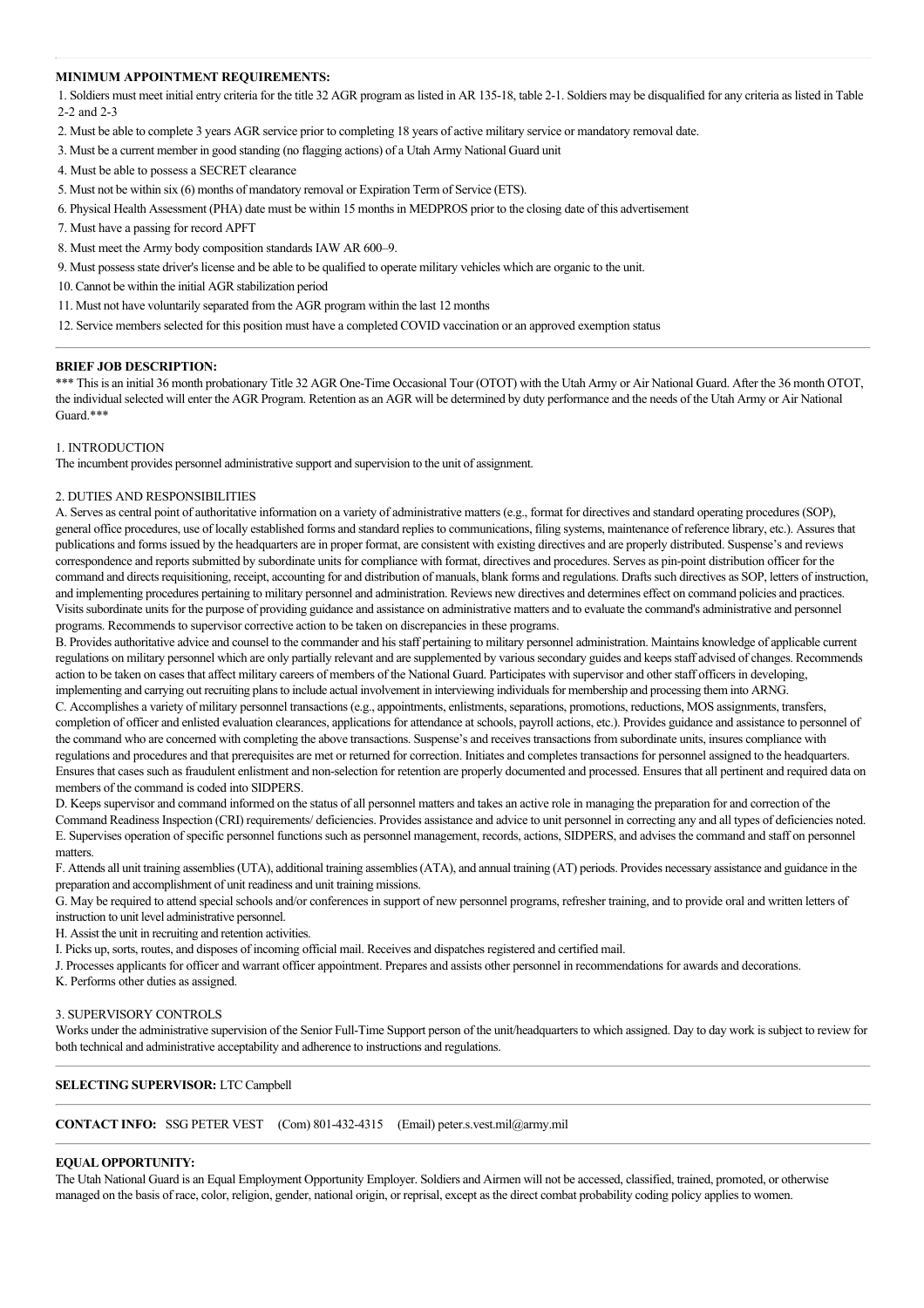**MINIMUM APPOINTMENT REQUIREMENTS:**

1. Soldiers must meet initial entry criteria for the title 32 AGR program as listed in AR 135-18, table 2-1. Soldiers may be disqualified for any criteria as listed in Table 2-2 and 2-3
2. Must be able to complete 3 years AGR service prior to completing 18 years of active military service or mandatory removal date.
3. Must be a current member in good standing (no flagging actions) of a Utah Army National Guard unit
4. Must be able to possess a SECRET clearance
5. Must not be within six (6) months of mandatory removal or Expiration Term of Service (ETS).
6. Physical Health Assessment (PHA) date must be within 15 months in MEDPROS prior to the closing date of this advertisement
7. Must have a passing for record APFT
8. Must meet the Army body composition standards IAW AR 600–9.
9. Must possess state driver's license and be able to be qualified to operate military vehicles which are organic to the unit.
10. Cannot be within the initial AGR stabilization period
11. Must not have voluntarily separated from the AGR program within the last 12 months
12. Service members selected for this position must have a completed COVID vaccination or an approved exemption status

---

**BRIEF JOB DESCRIPTION:**

*** This is an initial 36 month probationary Title 32 AGR One-Time Occasional Tour (OTOT) with the Utah Army or Air National Guard. After the 36 month OTOT, the individual selected will enter the AGR Program. Retention as an AGR will be determined by duty performance and the needs of the Utah Army or Air National Guard.***

1. INTRODUCTION

The incumbent provides personnel administrative support and supervision to the unit of assignment.

2. DUTIES AND RESPONSIBILITIES

A. Serves as central point of authoritative information on a variety of administrative matters (e.g., format for directives and standard operating procedures (SOP), general office procedures, use of locally established forms and standard replies to communications, filing systems, maintenance of reference library, etc.). Assures that publications and forms issued by the headquarters are in proper format, are consistent with existing directives and are properly distributed. Suspense's and reviews correspondence and reports submitted by subordinate units for compliance with format, directives and procedures. Serves as pin-point distribution officer for the command and directs requisitioning, receipt, accounting for and distribution of manuals, blank forms and regulations. Drafts such directives as SOP, letters of instruction, and implementing procedures pertaining to military personnel and administration. Reviews new directives and determines effect on command policies and practices. Visits subordinate units for the purpose of providing guidance and assistance on administrative matters and to evaluate the command's administrative and personnel programs. Recommends to supervisor corrective action to be taken on discrepancies in these programs.

B. Provides authoritative advice and counsel to the commander and his staff pertaining to military personnel administration. Maintains knowledge of applicable current regulations on military personnel which are only partially relevant and are supplemented by various secondary guides and keeps staff advised of changes. Recommends action to be taken on cases that affect military careers of members of the National Guard. Participates with supervisor and other staff officers in developing, implementing and carrying out recruiting plans to include actual involvement in interviewing individuals for membership and processing them into ARNG.

C. Accomplishes a variety of military personnel transactions (e.g., appointments, enlistments, separations, promotions, reductions, MOS assignments, transfers, completion of officer and enlisted evaluation clearances, applications for attendance at schools, payroll actions, etc.). Provides guidance and assistance to personnel of the command who are concerned with completing the above transactions. Suspense's and receives transactions from subordinate units, insures compliance with regulations and procedures and that prerequisites are met or returned for correction. Initiates and completes transactions for personnel assigned to the headquarters. Ensures that cases such as fraudulent enlistment and non-selection for retention are properly documented and processed. Ensures that all pertinent and required data on members of the command is coded into SIDPERS.

D. Keeps supervisor and command informed on the status of all personnel matters and takes an active role in managing the preparation for and correction of the Command Readiness Inspection (CRI) requirements/ deficiencies. Provides assistance and advice to unit personnel in correcting any and all types of deficiencies noted.

E. Supervises operation of specific personnel functions such as personnel management, records, actions, SIDPERS, and advises the command and staff on personnel matters.

F. Attends all unit training assemblies (UTA), additional training assemblies (ATA), and annual training (AT) periods. Provides necessary assistance and guidance in the preparation and accomplishment of unit readiness and unit training missions.

G. May be required to attend special schools and/or conferences in support of new personnel programs, refresher training, and to provide oral and written letters of instruction to unit level administrative personnel.

H. Assist the unit in recruiting and retention activities.

I. Picks up, sorts, routes, and disposes of incoming official mail. Receives and dispatches registered and certified mail.

J. Processes applicants for officer and warrant officer appointment. Prepares and assists other personnel in recommendations for awards and decorations.

K. Performs other duties as assigned.

3. SUPERVISORY CONTROLS

Works under the administrative supervision of the Senior Full-Time Support person of the unit/headquarters to which assigned. Day to day work is subject to review for both technical and administrative acceptability and adherence to instructions and regulations.

---

**SELECTING SUPERVISOR:** LTC Campbell

---

**CONTACT INFO:** SSG PETER VEST (Com) 801-432-4315 (Email) peter.s.vest.mil@army.mil

---

**EQUAL OPPORTUNITY:**

The Utah National Guard is an Equal Employment Opportunity Employer. Soldiers and Airmen will not be accessed, classified, trained, promoted, or otherwise managed on the basis of race, color, religion, gender, national origin, or reprisal, except as the direct combat probability coding policy applies to women.